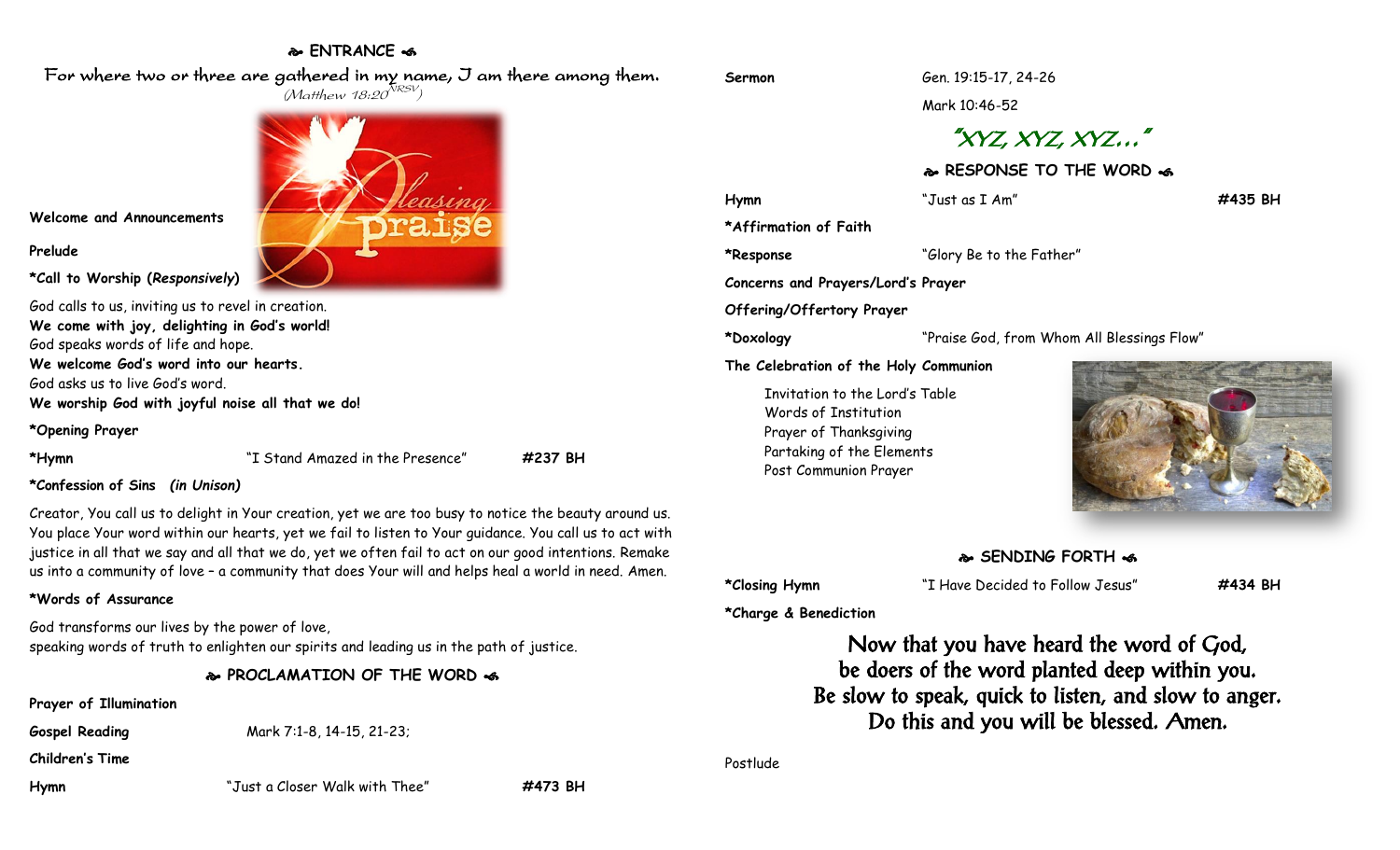## ❧ ENTRANCE ☙

For where two or three are gathered in my name, I am there among them.
(Matthew 18:20 NRSV)

**Welcome and Announcements**

**Prelude**

***Call to Worship (*Responsively*)**

God calls to us, inviting us to revel in creation.
**We come with joy, delighting in God's world!**
God speaks words of life and hope.
**We welcome God's word into our hearts.**
God asks us to live God's word.
**We worship God with joyful noise all that we do!**

***Opening Prayer**

**\*Hymn** "I Stand Amazed in the Presence" **#237 BH**

***Confession of Sins (*in Unison*)**

Creator, You call us to delight in Your creation, yet we are too busy to notice the beauty around us. You place Your word within our hearts, yet we fail to listen to Your guidance. You call us to act with justice in all that we say and all that we do, yet we often fail to act on our good intentions. Remake us into a community of love – a community that does Your will and helps heal a world in need. Amen.

***Words of Assurance**

God transforms our lives by the power of love,
speaking words of truth to enlighten our spirits and leading us in the path of justice.

## ❧ PROCLAMATION OF THE WORD ☙

**Prayer of Illumination**

**Gospel Reading** Mark 7:1-8, 14-15, 21-23;

**Children's Time**

**Hymn** "Just a Closer Walk with Thee" **#473 BH**

**Sermon** Gen. 19:15-17, 24-26
Mark 10:46-52

*"XYZ, XYZ, XYZ…"*

## ❧ RESPONSE TO THE WORD ☙

**Hymn** "Just as I Am" **#435 BH**

***Affirmation of Faith**

**\*Response** "Glory Be to the Father"

**Concerns and Prayers/Lord's Prayer**

**Offering/Offertory Prayer**

**\*Doxology** "Praise God, from Whom All Blessings Flow"

**The Celebration of the Holy Communion**

Invitation to the Lord's Table
Words of Institution
Prayer of Thanksgiving
Partaking of the Elements
Post Communion Prayer

## ❧ SENDING FORTH ☙

**\*Closing Hymn** "I Have Decided to Follow Jesus" **#434 BH**

***Charge & Benediction**

Now that you have heard the word of God,
be doers of the word planted deep within you.
Be slow to speak, quick to listen, and slow to anger.
Do this and you will be blessed. Amen.

Postlude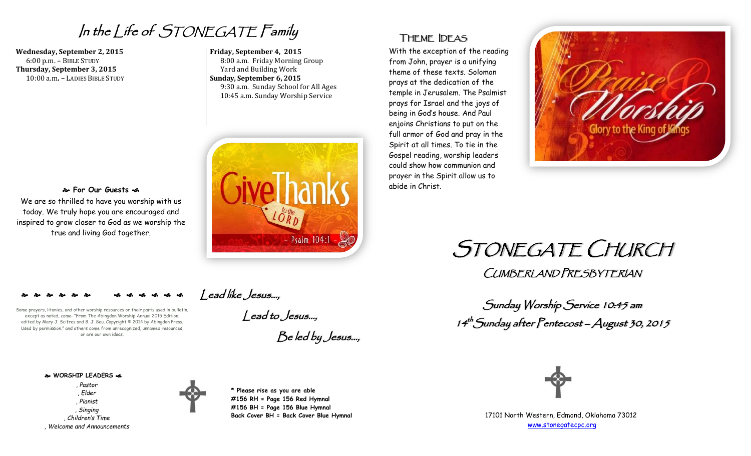# In the Life of STONEGATE Family

**Wednesday, September 2, 2015**
6:00 p.m. – Bible Study

**Thursday, September 3, 2015**
10:00 a.m. – Ladies Bible Study

**Friday, September 4, 2015**
8:00 a.m. Friday Morning Group Yard and Building Work

**Sunday, September 6, 2015**
9:30 a.m. Sunday School for All Ages
10:45 a.m. Sunday Worship Service

**For Our Guests**

We are so thrilled to have you worship with us today. We truly hope you are encouraged and inspired to grow closer to God as we worship the true and living God together.

Give Thanks to the LORD – Psalm 104:1

Some prayers, litanies, and other worship resources or their parts used in bulletin, except as noted, come: "From The Abingdon Worship Annual 2015 Edition, edited by Mary J. Scifres and B. J. Beu. Copyright © 2014 by Abingdon Press. Used by permission." and others come from unrecognized, unnamed resources, or are our own ideas.

*Lead like Jesus...,*

*Lead to Jesus...,*

*Be led by Jesus...,*

**WORSHIP LEADERS**

*, Pastor*
*, Elder*
*, Pianist*
*, Singing*
*, Children's Time*
*, Welcome and Announcements*

**\* Please rise as you are able**
**#156 RH = Page 156 Red Hymnal**
**#156 BH = Page 156 Blue Hymnal**
**Back Cover BH = Back Cover Blue Hymnal**

## Theme Ideas

With the exception of the reading from John, prayer is a unifying theme of these texts. Solomon prays at the dedication of the temple in Jerusalem. The Psalmist prays for Israel and the joys of being in God's house. And Paul enjoins Christians to put on the full armor of God and pray in the Spirit at all times. To tie in the Gospel reading, worship leaders could show how communion and prayer in the Spirit allow us to abide in Christ.

Praise & Worship
Glory to the King of Kings

# STONEGATE CHURCH

## CUMBERLAND PRESBYTERIAN

*Sunday Worship Service 10:45 am*

*14th Sunday after Pentecost – August 30, 2015*

17101 North Western, Edmond, Oklahoma 73012
www.stonegatecpc.org